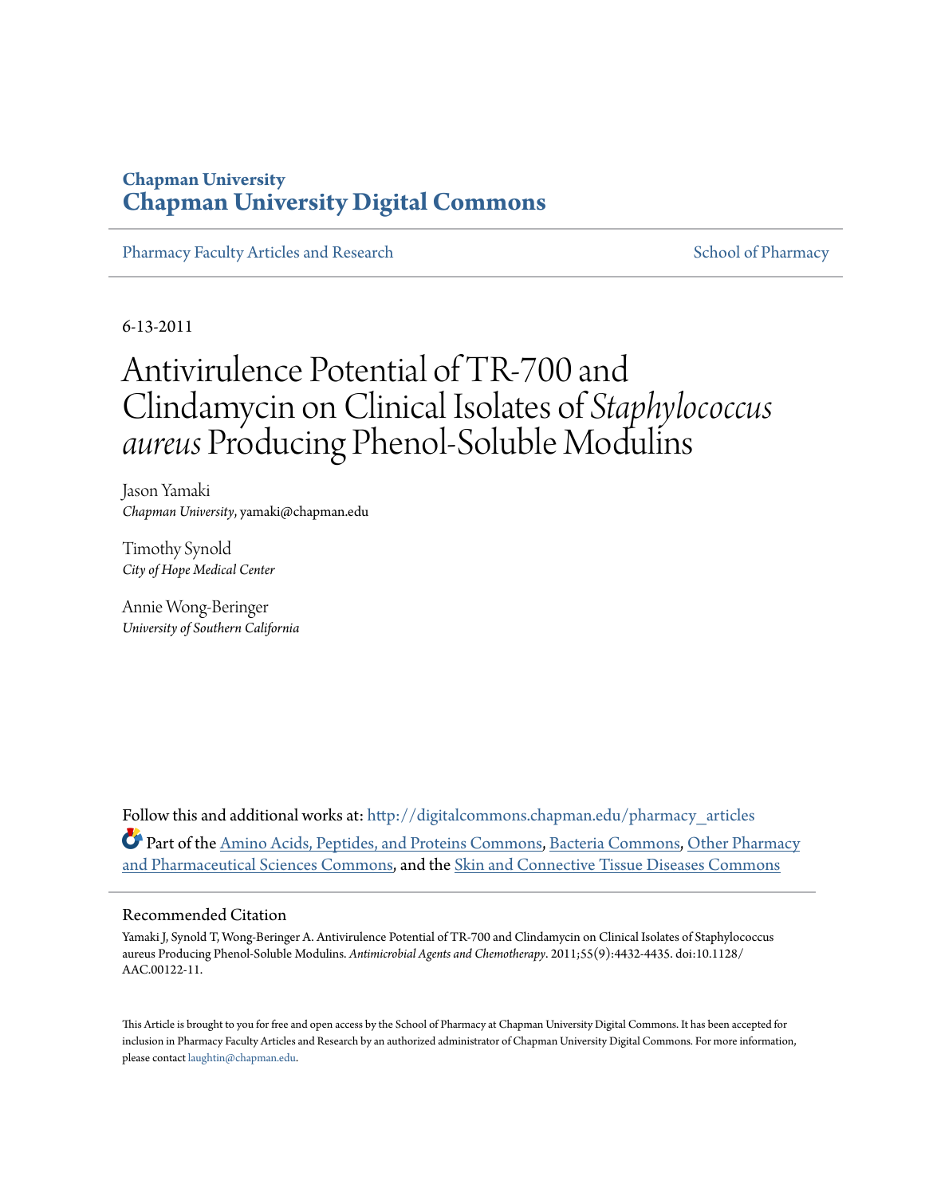**Chapman University**
**Chapman University Digital Commons**

Pharmacy Faculty Articles and Research | School of Pharmacy

6-13-2011

# Antivirulence Potential of TR-700 and Clindamycin on Clinical Isolates of *Staphylococcus aureus* Producing Phenol-Soluble Modulins

Jason Yamaki
*Chapman University*, yamaki@chapman.edu

Timothy Synold
*City of Hope Medical Center*

Annie Wong-Beringer
*University of Southern California*

Follow this and additional works at: http://digitalcommons.chapman.edu/pharmacy_articles

Part of the Amino Acids, Peptides, and Proteins Commons, Bacteria Commons, Other Pharmacy and Pharmaceutical Sciences Commons, and the Skin and Connective Tissue Diseases Commons

## Recommended Citation

Yamaki J, Synold T, Wong-Beringer A. Antivirulence Potential of TR-700 and Clindamycin on Clinical Isolates of Staphylococcus aureus Producing Phenol-Soluble Modulins. *Antimicrobial Agents and Chemotherapy*. 2011;55(9):4432-4435. doi:10.1128/AAC.00122-11.

This Article is brought to you for free and open access by the School of Pharmacy at Chapman University Digital Commons. It has been accepted for inclusion in Pharmacy Faculty Articles and Research by an authorized administrator of Chapman University Digital Commons. For more information, please contact laughtin@chapman.edu.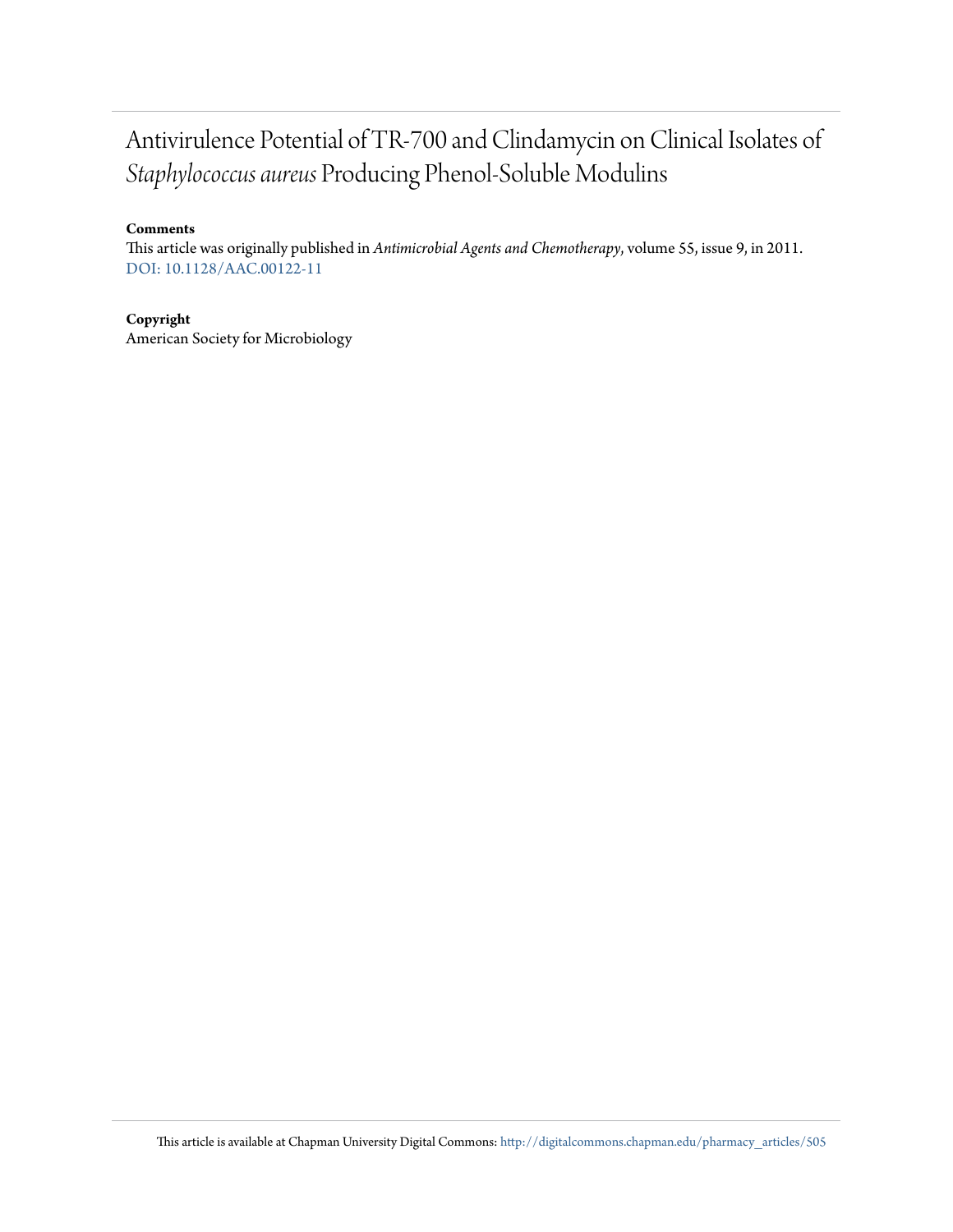# Antivirulence Potential of TR-700 and Clindamycin on Clinical Isolates of *Staphylococcus aureus* Producing Phenol-Soluble Modulins

**Comments**

This article was originally published in *Antimicrobial Agents and Chemotherapy*, volume 55, issue 9, in 2011. DOI: 10.1128/AAC.00122-11

**Copyright**

American Society for Microbiology

This article is available at Chapman University Digital Commons: http://digitalcommons.chapman.edu/pharmacy_articles/505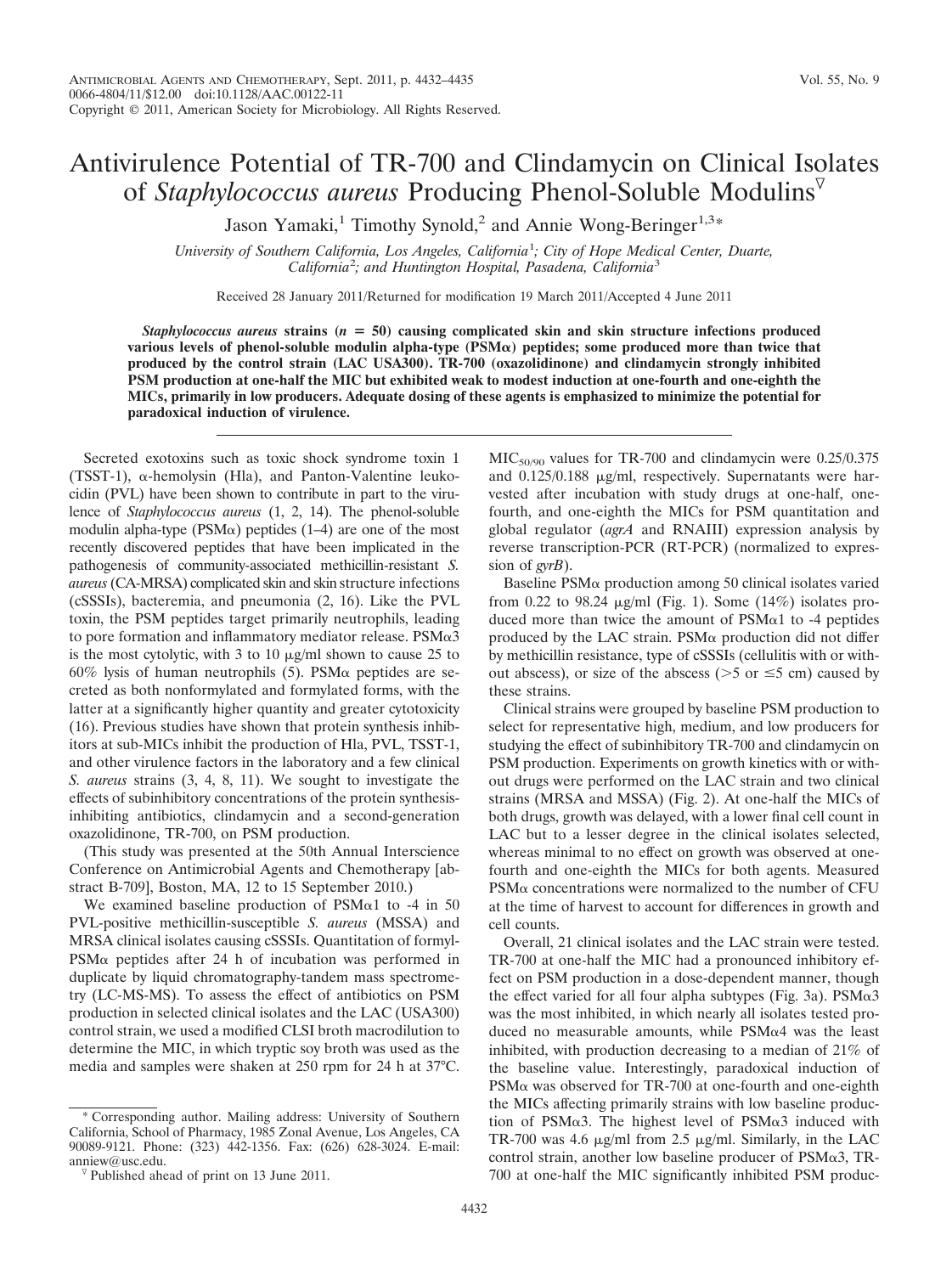# Antivirulence Potential of TR-700 and Clindamycin on Clinical Isolates of *Staphylococcus aureus* Producing Phenol-Soluble Modulins[▽]

Jason Yamaki,[1] Timothy Synold,[2] and Annie Wong-Beringer[1,3]*

*University of Southern California, Los Angeles, California*[1]*; City of Hope Medical Center, Duarte, California*[2]*; and Huntington Hospital, Pasadena, California*[3]

Received 28 January 2011/Returned for modification 19 March 2011/Accepted 4 June 2011

***Staphylococcus aureus*** **strains ($n = 50$) causing complicated skin and skin structure infections produced various levels of phenol-soluble modulin alpha-type (PSMα) peptides; some produced more than twice that produced by the control strain (LAC USA300). TR-700 (oxazolidinone) and clindamycin strongly inhibited PSM production at one-half the MIC but exhibited weak to modest induction at one-fourth and one-eighth the MICs, primarily in low producers. Adequate dosing of these agents is emphasized to minimize the potential for paradoxical induction of virulence.**

Secreted exotoxins such as toxic shock syndrome toxin 1 (TSST-1), α-hemolysin (Hla), and Panton-Valentine leukocidin (PVL) have been shown to contribute in part to the virulence of *Staphylococcus aureus* (1, 2, 14). The phenol-soluble modulin alpha-type (PSMα) peptides (1–4) are one of the most recently discovered peptides that have been implicated in the pathogenesis of community-associated methicillin-resistant *S. aureus* (CA-MRSA) complicated skin and skin structure infections (cSSSIs), bacteremia, and pneumonia (2, 16). Like the PVL toxin, the PSM peptides target primarily neutrophils, leading to pore formation and inflammatory mediator release. PSMα3 is the most cytolytic, with 3 to 10 μg/ml shown to cause 25 to 60% lysis of human neutrophils (5). PSMα peptides are secreted as both nonformylated and formylated forms, with the latter at a significantly higher quantity and greater cytotoxicity (16). Previous studies have shown that protein synthesis inhibitors at sub-MICs inhibit the production of Hla, PVL, TSST-1, and other virulence factors in the laboratory and a few clinical *S. aureus* strains (3, 4, 8, 11). We sought to investigate the effects of subinhibitory concentrations of the protein synthesis-inhibiting antibiotics, clindamycin and a second-generation oxazolidinone, TR-700, on PSM production.

(This study was presented at the 50th Annual Interscience Conference on Antimicrobial Agents and Chemotherapy [abstract B-709], Boston, MA, 12 to 15 September 2010.)

We examined baseline production of PSMα1 to -4 in 50 PVL-positive methicillin-susceptible *S. aureus* (MSSA) and MRSA clinical isolates causing cSSSIs. Quantitation of formyl-PSMα peptides after 24 h of incubation was performed in duplicate by liquid chromatography-tandem mass spectrometry (LC-MS-MS). To assess the effect of antibiotics on PSM production in selected clinical isolates and the LAC (USA300) control strain, we used a modified CLSI broth macrodilution to determine the MIC, in which tryptic soy broth was used as the media and samples were shaken at 250 rpm for 24 h at 37°C. $MIC_{50/90}$ values for TR-700 and clindamycin were 0.25/0.375 and 0.125/0.188 μg/ml, respectively. Supernatants were harvested after incubation with study drugs at one-half, one-fourth, and one-eighth the MICs for PSM quantitation and global regulator (*agrA* and RNAIII) expression analysis by reverse transcription-PCR (RT-PCR) (normalized to expression of *gyrB*).

Baseline PSMα production among 50 clinical isolates varied from 0.22 to 98.24 μg/ml (Fig. 1). Some (14%) isolates produced more than twice the amount of PSMα1 to -4 peptides produced by the LAC strain. PSMα production did not differ by methicillin resistance, type of cSSSIs (cellulitis with or without abscess), or size of the abscess (>5 or ≤5 cm) caused by these strains.

Clinical strains were grouped by baseline PSM production to select for representative high, medium, and low producers for studying the effect of subinhibitory TR-700 and clindamycin on PSM production. Experiments on growth kinetics with or without drugs were performed on the LAC strain and two clinical strains (MRSA and MSSA) (Fig. 2). At one-half the MICs of both drugs, growth was delayed, with a lower final cell count in LAC but to a lesser degree in the clinical isolates selected, whereas minimal to no effect on growth was observed at one-fourth and one-eighth the MICs for both agents. Measured PSMα concentrations were normalized to the number of CFU at the time of harvest to account for differences in growth and cell counts.

Overall, 21 clinical isolates and the LAC strain were tested. TR-700 at one-half the MIC had a pronounced inhibitory effect on PSM production in a dose-dependent manner, though the effect varied for all four alpha subtypes (Fig. 3a). PSMα3 was the most inhibited, in which nearly all isolates tested produced no measurable amounts, while PSMα4 was the least inhibited, with production decreasing to a median of 21% of the baseline value. Interestingly, paradoxical induction of PSMα was observed for TR-700 at one-fourth and one-eighth the MICs affecting primarily strains with low baseline production of PSMα3. The highest level of PSMα3 induced with TR-700 was 4.6 μg/ml from 2.5 μg/ml. Similarly, in the LAC control strain, another low baseline producer of PSMα3, TR-700 at one-half the MIC significantly inhibited PSM produc-

\* Corresponding author. Mailing address: University of Southern California, School of Pharmacy, 1985 Zonal Avenue, Los Angeles, CA 90089-9121. Phone: (323) 442-1356. Fax: (626) 628-3024. E-mail: anniew@usc.edu.

▽ Published ahead of print on 13 June 2011.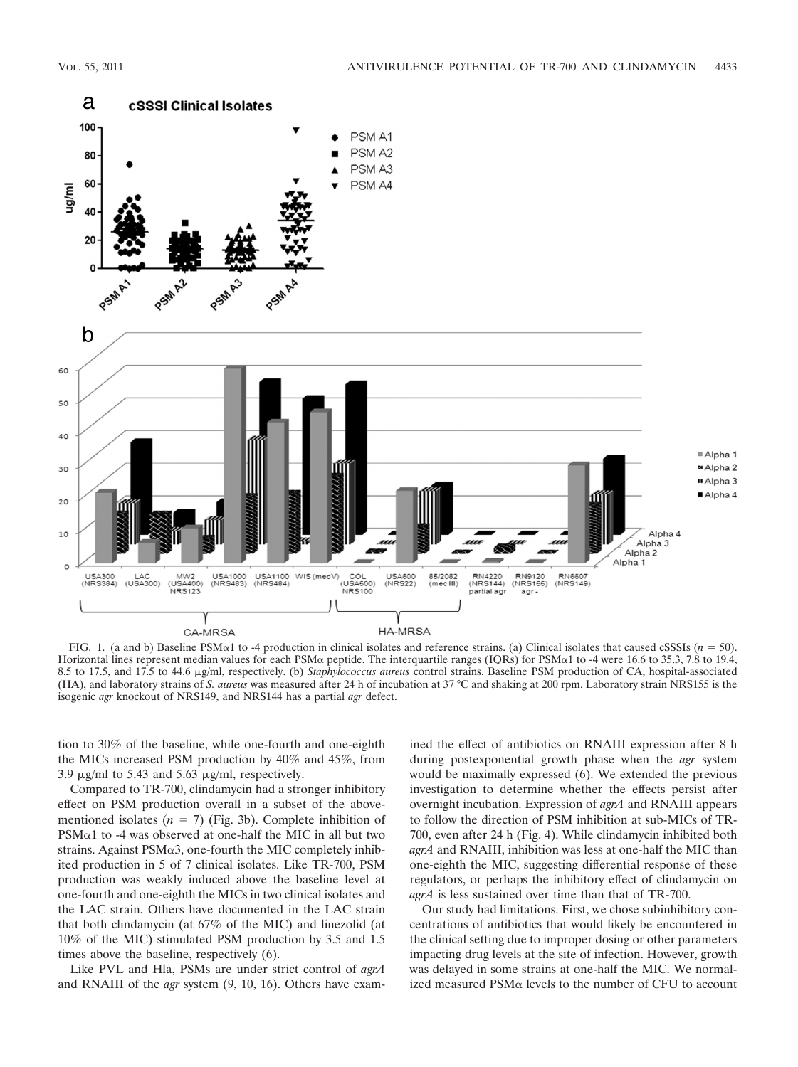FIG. 1. (a and b) Baseline PSMα1 to -4 production in clinical isolates and reference strains. (a) Clinical isolates that caused cSSSIs ($n = 50$). Horizontal lines represent median values for each PSMα peptide. The interquartile ranges (IQRs) for PSMα1 to -4 were 16.6 to 35.3, 7.8 to 19.4, 8.5 to 17.5, and 17.5 to 44.6 μg/ml, respectively. (b) *Staphylococcus aureus* control strains. Baseline PSM production of CA, hospital-associated (HA), and laboratory strains of *S. aureus* was measured after 24 h of incubation at 37 °C and shaking at 200 rpm. Laboratory strain NRS155 is the isogenic *agr* knockout of NRS149, and NRS144 has a partial *agr* defect.

tion to 30% of the baseline, while one-fourth and one-eighth the MICs increased PSM production by 40% and 45%, from 3.9 μg/ml to 5.43 and 5.63 μg/ml, respectively.

Compared to TR-700, clindamycin had a stronger inhibitory effect on PSM production overall in a subset of the above-mentioned isolates ($n = 7$) (Fig. 3b). Complete inhibition of PSMα1 to -4 was observed at one-half the MIC in all but two strains. Against PSMα3, one-fourth the MIC completely inhibited production in 5 of 7 clinical isolates. Like TR-700, PSM production was weakly induced above the baseline level at one-fourth and one-eighth the MICs in two clinical isolates and the LAC strain. Others have documented in the LAC strain that both clindamycin (at 67% of the MIC) and linezolid (at 10% of the MIC) stimulated PSM production by 3.5 and 1.5 times above the baseline, respectively (6).

Like PVL and Hla, PSMs are under strict control of *agrA* and RNAIII of the *agr* system (9, 10, 16). Others have examined the effect of antibiotics on RNAIII expression after 8 h during postexponential growth phase when the *agr* system would be maximally expressed (6). We extended the previous investigation to determine whether the effects persist after overnight incubation. Expression of *agrA* and RNAIII appears to follow the direction of PSM inhibition at sub-MICs of TR-700, even after 24 h (Fig. 4). While clindamycin inhibited both *agrA* and RNAIII, inhibition was less at one-half the MIC than one-eighth the MIC, suggesting differential response of these regulators, or perhaps the inhibitory effect of clindamycin on *agrA* is less sustained over time than that of TR-700.

Our study had limitations. First, we chose subinhibitory concentrations of antibiotics that would likely be encountered in the clinical setting due to improper dosing or other parameters impacting drug levels at the site of infection. However, growth was delayed in some strains at one-half the MIC. We normalized measured PSMα levels to the number of CFU to account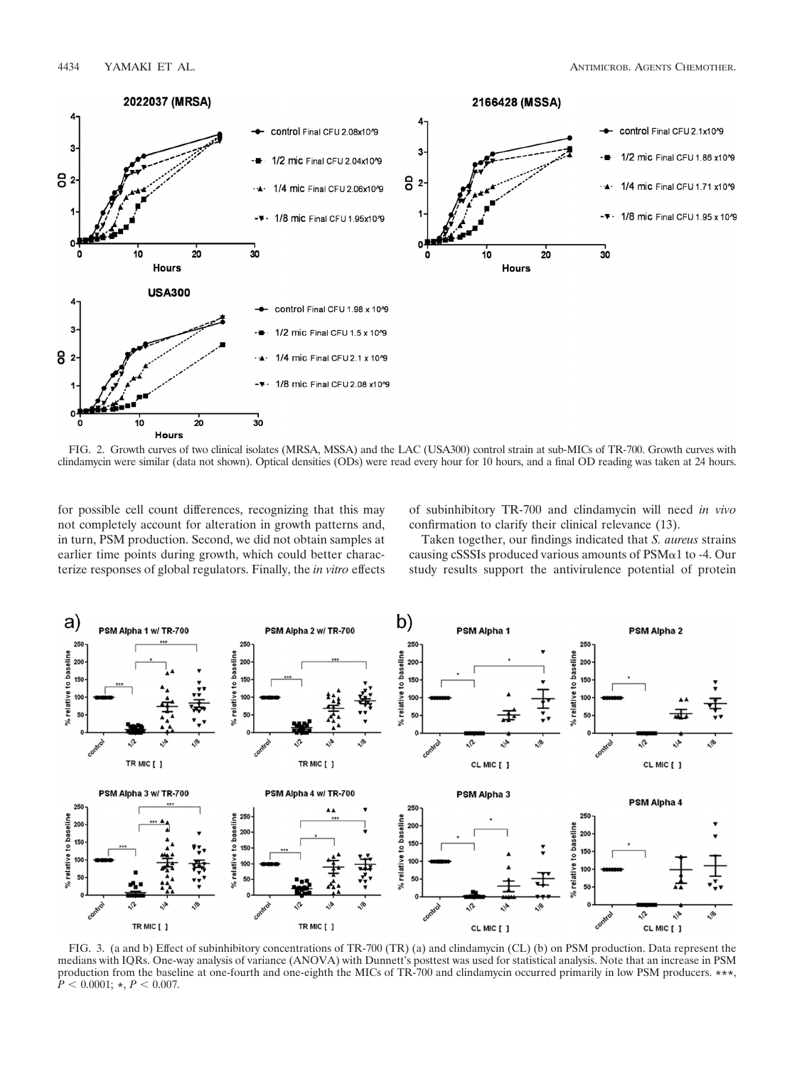FIG. 2. Growth curves of two clinical isolates (MRSA, MSSA) and the LAC (USA300) control strain at sub-MICs of TR-700. Growth curves with clindamycin were similar (data not shown). Optical densities (ODs) were read every hour for 10 hours, and a final OD reading was taken at 24 hours.

for possible cell count differences, recognizing that this may not completely account for alteration in growth patterns and, in turn, PSM production. Second, we did not obtain samples at earlier time points during growth, which could better characterize responses of global regulators. Finally, the *in vitro* effects of subinhibitory TR-700 and clindamycin will need *in vivo* confirmation to clarify their clinical relevance (13).

Taken together, our findings indicated that *S. aureus* strains causing cSSSIs produced various amounts of PSM$\alpha$1 to -4. Our study results support the antivirulence potential of protein

FIG. 3. (a and b) Effect of subinhibitory concentrations of TR-700 (TR) (a) and clindamycin (CL) (b) on PSM production. Data represent the medians with IQRs. One-way analysis of variance (ANOVA) with Dunnett's posttest was used for statistical analysis. Note that an increase in PSM production from the baseline at one-fourth and one-eighth the MICs of TR-700 and clindamycin occurred primarily in low PSM producers. \*\*\*, $P < 0.0001$; \*, $P < 0.007$.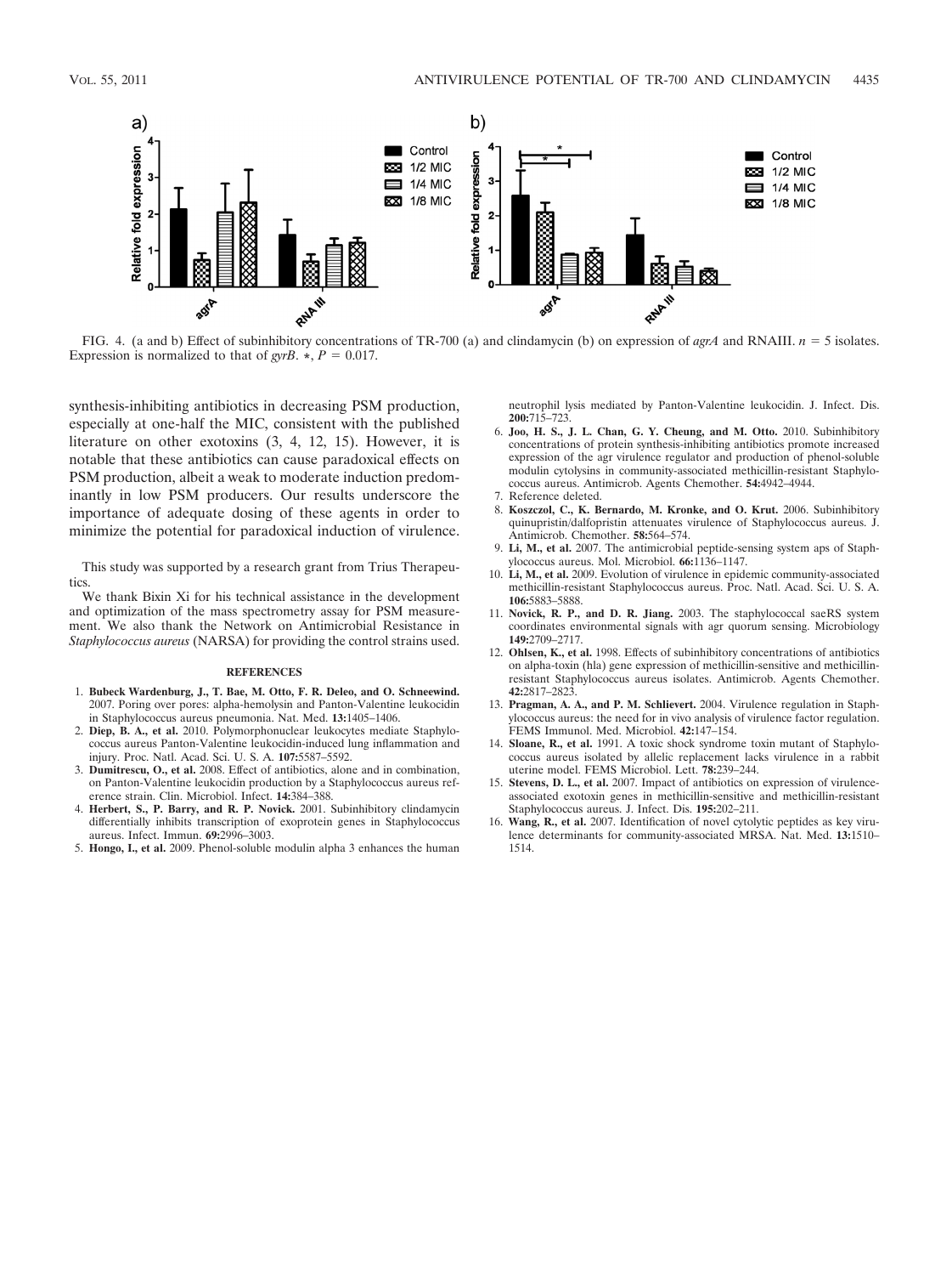a)

Relative fold expression

4
3
2
1
0

agrA
RNA III

Control
1/2 MIC
1/4 MIC
1/8 MIC

b)

Relative fold expression

4
3
2
1
0

*
*

agrA
RNA III

Control
1/2 MIC
1/4 MIC
1/8 MIC

FIG. 4. (a and b) Effect of subinhibitory concentrations of TR-700 (a) and clindamycin (b) on expression of *agrA* and RNAIII. $n = 5$ isolates. Expression is normalized to that of *gyrB*. *, $P = 0.017$.

synthesis-inhibiting antibiotics in decreasing PSM production, especially at one-half the MIC, consistent with the published literature on other exotoxins (3, 4, 12, 15). However, it is notable that these antibiotics can cause paradoxical effects on PSM production, albeit a weak to moderate induction predominantly in low PSM producers. Our results underscore the importance of adequate dosing of these agents in order to minimize the potential for paradoxical induction of virulence.

This study was supported by a research grant from Trius Therapeutics.

We thank Bixin Xi for his technical assistance in the development and optimization of the mass spectrometry assay for PSM measurement. We also thank the Network on Antimicrobial Resistance in *Staphylococcus aureus* (NARSA) for providing the control strains used.

## REFERENCES

1. **Bubeck Wardenburg, J., T. Bae, M. Otto, F. R. Deleo, and O. Schneewind.** 2007. Poring over pores: alpha-hemolysin and Panton-Valentine leukocidin in Staphylococcus aureus pneumonia. Nat. Med. **13:**1405–1406.
2. **Diep, B. A., et al.** 2010. Polymorphonuclear leukocytes mediate Staphylococcus aureus Panton-Valentine leukocidin-induced lung inflammation and injury. Proc. Natl. Acad. Sci. U. S. A. **107:**5587–5592.
3. **Dumitrescu, O., et al.** 2008. Effect of antibiotics, alone and in combination, on Panton-Valentine leukocidin production by a Staphylococcus aureus reference strain. Clin. Microbiol. Infect. **14:**384–388.
4. **Herbert, S., P. Barry, and R. P. Novick.** 2001. Subinhibitory clindamycin differentially inhibits transcription of exoprotein genes in Staphylococcus aureus. Infect. Immun. **69:**2996–3003.
5. **Hongo, I., et al.** 2009. Phenol-soluble modulin alpha 3 enhances the human neutrophil lysis mediated by Panton-Valentine leukocidin. J. Infect. Dis. **200:**715–723.
6. **Joo, H. S., J. L. Chan, G. Y. Cheung, and M. Otto.** 2010. Subinhibitory concentrations of protein synthesis-inhibiting antibiotics promote increased expression of the agr virulence regulator and production of phenol-soluble modulin cytolysins in community-associated methicillin-resistant Staphylococcus aureus. Antimicrob. Agents Chemother. **54:**4942–4944.
7. Reference deleted.
8. **Koszczol, C., K. Bernardo, M. Kronke, and O. Krut.** 2006. Subinhibitory quinupristin/dalfopristin attenuates virulence of Staphylococcus aureus. J. Antimicrob. Chemother. **58:**564–574.
9. **Li, M., et al.** 2007. The antimicrobial peptide-sensing system aps of Staphylococcus aureus. Mol. Microbiol. **66:**1136–1147.
10. **Li, M., et al.** 2009. Evolution of virulence in epidemic community-associated methicillin-resistant Staphylococcus aureus. Proc. Natl. Acad. Sci. U. S. A. **106:**5883–5888.
11. **Novick, R. P., and D. R. Jiang.** 2003. The staphylococcal saeRS system coordinates environmental signals with agr quorum sensing. Microbiology **149:**2709–2717.
12. **Ohlsen, K., et al.** 1998. Effects of subinhibitory concentrations of antibiotics on alpha-toxin (hla) gene expression of methicillin-sensitive and methicillin-resistant Staphylococcus aureus isolates. Antimicrob. Agents Chemother. **42:**2817–2823.
13. **Pragman, A. A., and P. M. Schlievert.** 2004. Virulence regulation in Staphylococcus aureus: the need for in vivo analysis of virulence factor regulation. FEMS Immunol. Med. Microbiol. **42:**147–154.
14. **Sloane, R., et al.** 1991. A toxic shock syndrome toxin mutant of Staphylococcus aureus isolated by allelic replacement lacks virulence in a rabbit uterine model. FEMS Microbiol. Lett. **78:**239–244.
15. **Stevens, D. L., et al.** 2007. Impact of antibiotics on expression of virulence-associated exotoxin genes in methicillin-sensitive and methicillin-resistant Staphylococcus aureus. J. Infect. Dis. **195:**202–211.
16. **Wang, R., et al.** 2007. Identification of novel cytolytic peptides as key virulence determinants for community-associated MRSA. Nat. Med. **13:**1510–1514.